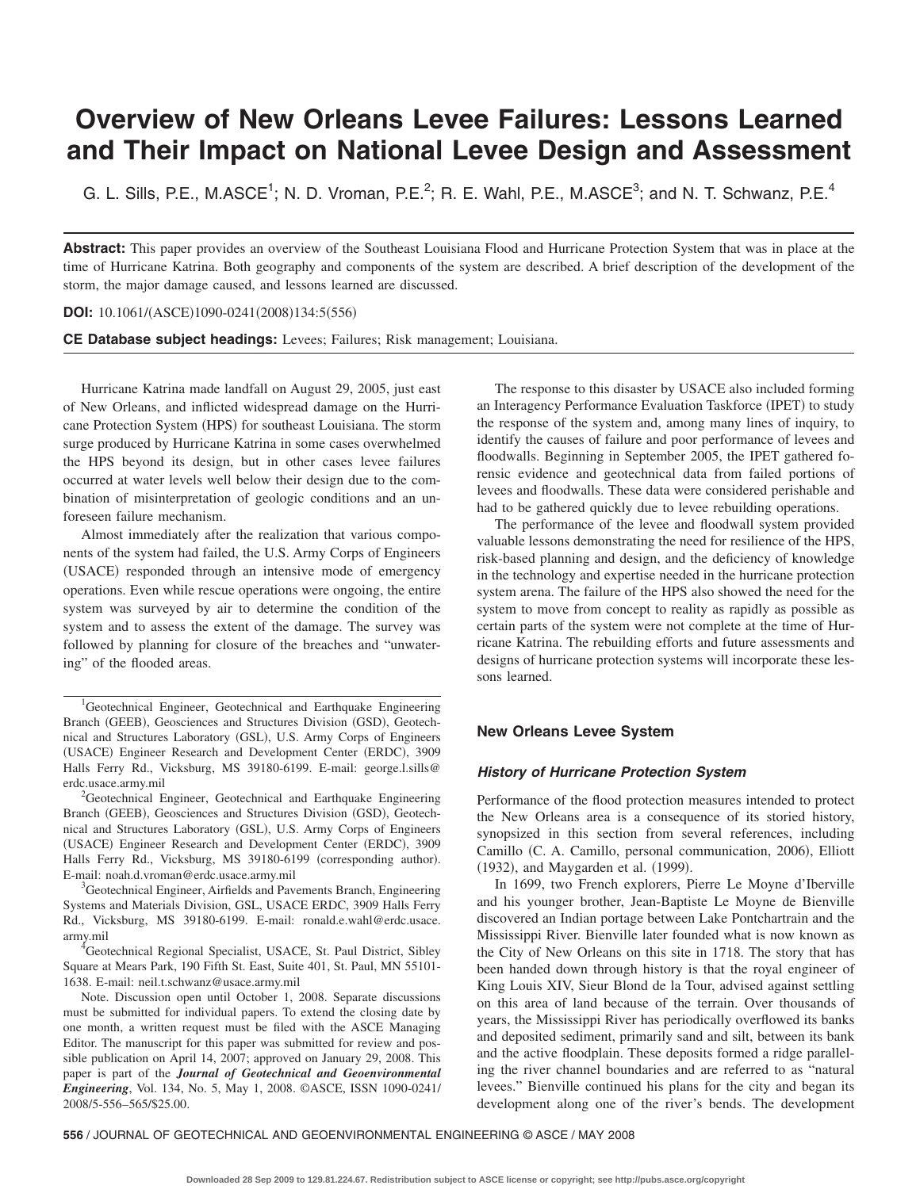# Overview of New Orleans Levee Failures: Lessons Learned and Their Impact on National Levee Design and Assessment

G. L. Sills, P.E., M.ASCE[1]; N. D. Vroman, P.E.[2]; R. E. Wahl, P.E., M.ASCE[3]; and N. T. Schwanz, P.E.[4]

**Abstract:** This paper provides an overview of the Southeast Louisiana Flood and Hurricane Protection System that was in place at the time of Hurricane Katrina. Both geography and components of the system are described. A brief description of the development of the storm, the major damage caused, and lessons learned are discussed.

**DOI:** 10.1061/(ASCE)1090-0241(2008)134:5(556)

**CE Database subject headings:** Levees; Failures; Risk management; Louisiana.

Hurricane Katrina made landfall on August 29, 2005, just east of New Orleans, and inflicted widespread damage on the Hurricane Protection System (HPS) for southeast Louisiana. The storm surge produced by Hurricane Katrina in some cases overwhelmed the HPS beyond its design, but in other cases levee failures occurred at water levels well below their design due to the combination of misinterpretation of geologic conditions and an unforeseen failure mechanism.

Almost immediately after the realization that various components of the system had failed, the U.S. Army Corps of Engineers (USACE) responded through an intensive mode of emergency operations. Even while rescue operations were ongoing, the entire system was surveyed by air to determine the condition of the system and to assess the extent of the damage. The survey was followed by planning for closure of the breaches and "unwatering" of the flooded areas.

[1]Geotechnical Engineer, Geotechnical and Earthquake Engineering Branch (GEEB), Geosciences and Structures Division (GSD), Geotechnical and Structures Laboratory (GSL), U.S. Army Corps of Engineers (USACE) Engineer Research and Development Center (ERDC), 3909 Halls Ferry Rd., Vicksburg, MS 39180-6199. E-mail: george.l.sills@erdc.usace.army.mil

[2]Geotechnical Engineer, Geotechnical and Earthquake Engineering Branch (GEEB), Geosciences and Structures Division (GSD), Geotechnical and Structures Laboratory (GSL), U.S. Army Corps of Engineers (USACE) Engineer Research and Development Center (ERDC), 3909 Halls Ferry Rd., Vicksburg, MS 39180-6199 (corresponding author). E-mail: noah.d.vroman@erdc.usace.army.mil

[3]Geotechnical Engineer, Airfields and Pavements Branch, Engineering Systems and Materials Division, GSL, USACE ERDC, 3909 Halls Ferry Rd., Vicksburg, MS 39180-6199. E-mail: ronald.e.wahl@erdc.usace.army.mil

[4]Geotechnical Regional Specialist, USACE, St. Paul District, Sibley Square at Mears Park, 190 Fifth St. East, Suite 401, St. Paul, MN 55101-1638. E-mail: neil.t.schwanz@usace.army.mil

Note. Discussion open until October 1, 2008. Separate discussions must be submitted for individual papers. To extend the closing date by one month, a written request must be filed with the ASCE Managing Editor. The manuscript for this paper was submitted for review and possible publication on April 14, 2007; approved on January 29, 2008. This paper is part of the ***Journal of Geotechnical and Geoenvironmental Engineering***, Vol. 134, No. 5, May 1, 2008. ©ASCE, ISSN 1090-0241/2008/5-556–565/$25.00.

The response to this disaster by USACE also included forming an Interagency Performance Evaluation Taskforce (IPET) to study the response of the system and, among many lines of inquiry, to identify the causes of failure and poor performance of levees and floodwalls. Beginning in September 2005, the IPET gathered forensic evidence and geotechnical data from failed portions of levees and floodwalls. These data were considered perishable and had to be gathered quickly due to levee rebuilding operations.

The performance of the levee and floodwall system provided valuable lessons demonstrating the need for resilience of the HPS, risk-based planning and design, and the deficiency of knowledge in the technology and expertise needed in the hurricane protection system arena. The failure of the HPS also showed the need for the system to move from concept to reality as rapidly as possible as certain parts of the system were not complete at the time of Hurricane Katrina. The rebuilding efforts and future assessments and designs of hurricane protection systems will incorporate these lessons learned.

## New Orleans Levee System

### *History of Hurricane Protection System*

Performance of the flood protection measures intended to protect the New Orleans area is a consequence of its storied history, synopsized in this section from several references, including Camillo (C. A. Camillo, personal communication, 2006), Elliott (1932), and Maygarden et al. (1999).

In 1699, two French explorers, Pierre Le Moyne d'Iberville and his younger brother, Jean-Baptiste Le Moyne de Bienville discovered an Indian portage between Lake Pontchartrain and the Mississippi River. Bienville later founded what is now known as the City of New Orleans on this site in 1718. The story that has been handed down through history is that the royal engineer of King Louis XIV, Sieur Blond de la Tour, advised against settling on this area of land because of the terrain. Over thousands of years, the Mississippi River has periodically overflowed its banks and deposited sediment, primarily sand and silt, between its bank and the active floodplain. These deposits formed a ridge paralleling the river channel boundaries and are referred to as "natural levees." Bienville continued his plans for the city and began its development along one of the river's bends. The development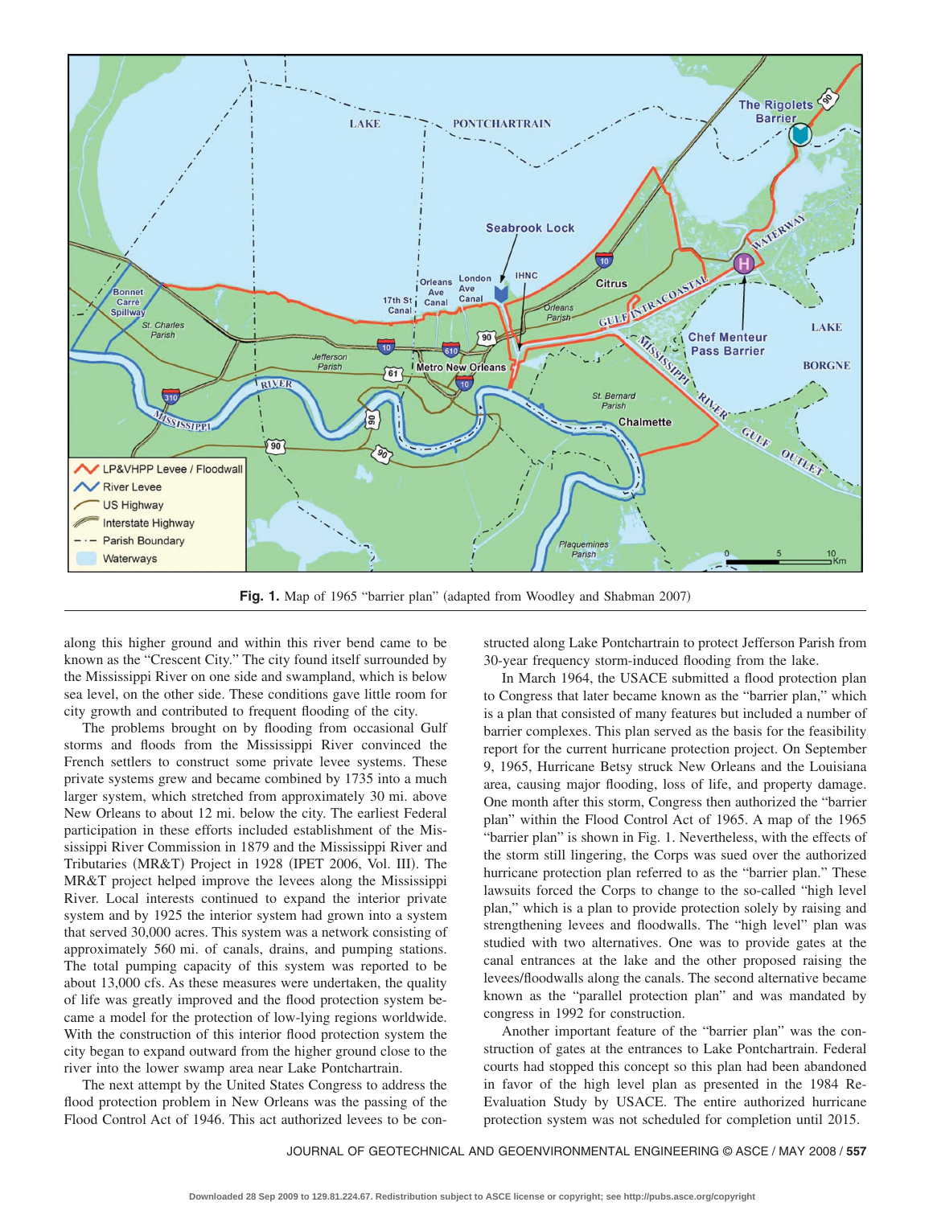Fig. 1. Map of 1965 "barrier plan" (adapted from Woodley and Shabman 2007)

along this higher ground and within this river bend came to be known as the "Crescent City." The city found itself surrounded by the Mississippi River on one side and swampland, which is below sea level, on the other side. These conditions gave little room for city growth and contributed to frequent flooding of the city.

The problems brought on by flooding from occasional Gulf storms and floods from the Mississippi River convinced the French settlers to construct some private levee systems. These private systems grew and became combined by 1735 into a much larger system, which stretched from approximately 30 mi. above New Orleans to about 12 mi. below the city. The earliest Federal participation in these efforts included establishment of the Mississippi River Commission in 1879 and the Mississippi River and Tributaries (MR&T) Project in 1928 (IPET 2006, Vol. III). The MR&T project helped improve the levees along the Mississippi River. Local interests continued to expand the interior private system and by 1925 the interior system had grown into a system that served 30,000 acres. This system was a network consisting of approximately 560 mi. of canals, drains, and pumping stations. The total pumping capacity of this system was reported to be about 13,000 cfs. As these measures were undertaken, the quality of life was greatly improved and the flood protection system became a model for the protection of low-lying regions worldwide. With the construction of this interior flood protection system the city began to expand outward from the higher ground close to the river into the lower swamp area near Lake Pontchartrain.

The next attempt by the United States Congress to address the flood protection problem in New Orleans was the passing of the Flood Control Act of 1946. This act authorized levees to be constructed along Lake Pontchartrain to protect Jefferson Parish from 30-year frequency storm-induced flooding from the lake.

In March 1964, the USACE submitted a flood protection plan to Congress that later became known as the "barrier plan," which is a plan that consisted of many features but included a number of barrier complexes. This plan served as the basis for the feasibility report for the current hurricane protection project. On September 9, 1965, Hurricane Betsy struck New Orleans and the Louisiana area, causing major flooding, loss of life, and property damage. One month after this storm, Congress then authorized the "barrier plan" within the Flood Control Act of 1965. A map of the 1965 "barrier plan" is shown in Fig. 1. Nevertheless, with the effects of the storm still lingering, the Corps was sued over the authorized hurricane protection plan referred to as the "barrier plan." These lawsuits forced the Corps to change to the so-called "high level plan," which is a plan to provide protection solely by raising and strengthening levees and floodwalls. The "high level" plan was studied with two alternatives. One was to provide gates at the canal entrances at the lake and the other proposed raising the levees/floodwalls along the canals. The second alternative became known as the "parallel protection plan" and was mandated by congress in 1992 for construction.

Another important feature of the "barrier plan" was the construction of gates at the entrances to Lake Pontchartrain. Federal courts had stopped this concept so this plan had been abandoned in favor of the high level plan as presented in the 1984 Re-Evaluation Study by USACE. The entire authorized hurricane protection system was not scheduled for completion until 2015.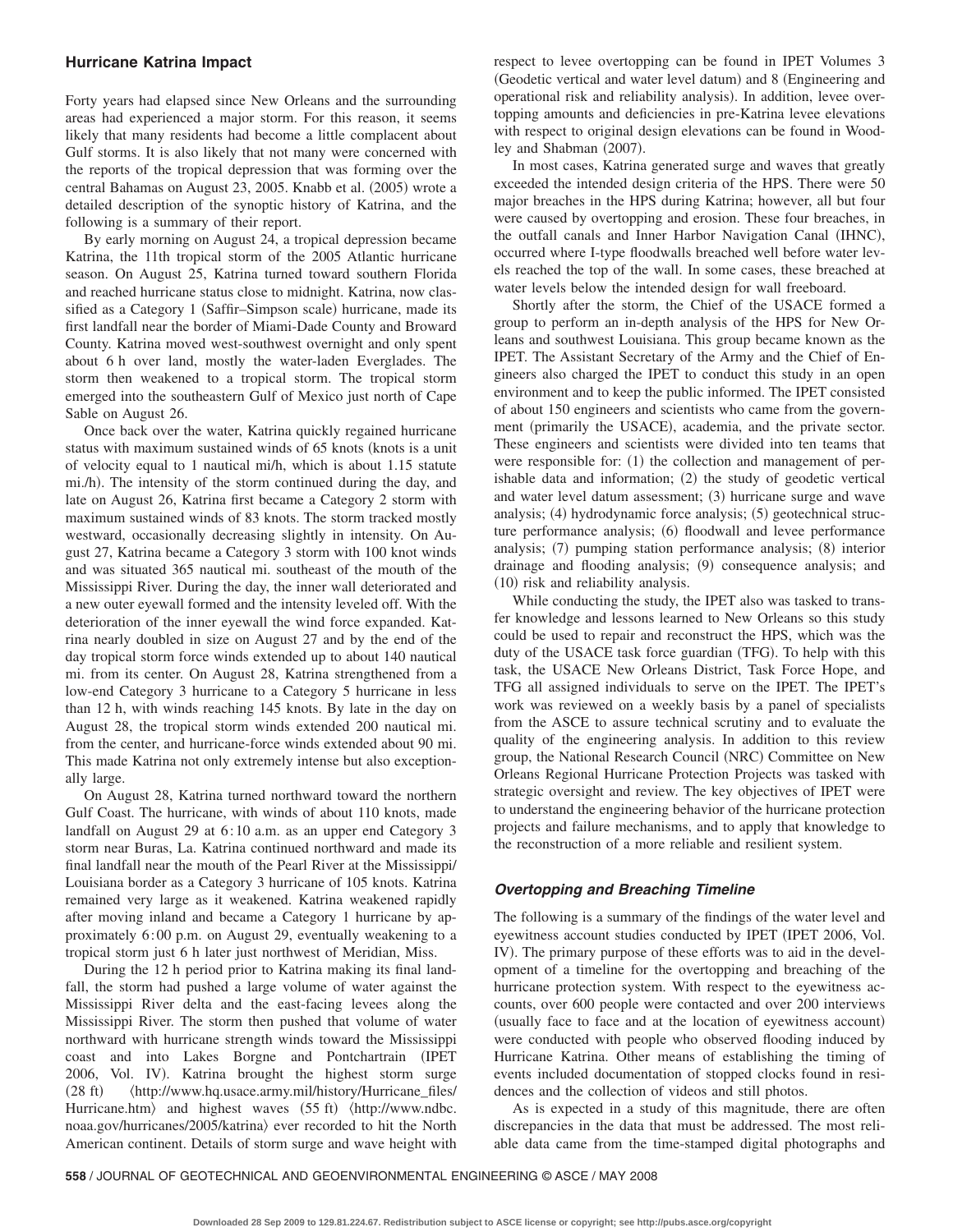## Hurricane Katrina Impact

Forty years had elapsed since New Orleans and the surrounding areas had experienced a major storm. For this reason, it seems likely that many residents had become a little complacent about Gulf storms. It is also likely that not many were concerned with the reports of the tropical depression that was forming over the central Bahamas on August 23, 2005. Knabb et al. (2005) wrote a detailed description of the synoptic history of Katrina, and the following is a summary of their report.

By early morning on August 24, a tropical depression became Katrina, the 11th tropical storm of the 2005 Atlantic hurricane season. On August 25, Katrina turned toward southern Florida and reached hurricane status close to midnight. Katrina, now classified as a Category 1 (Saffir–Simpson scale) hurricane, made its first landfall near the border of Miami-Dade County and Broward County. Katrina moved west-southwest overnight and only spent about 6 h over land, mostly the water-laden Everglades. The storm then weakened to a tropical storm. The tropical storm emerged into the southeastern Gulf of Mexico just north of Cape Sable on August 26.

Once back over the water, Katrina quickly regained hurricane status with maximum sustained winds of 65 knots (knots is a unit of velocity equal to 1 nautical mi/h, which is about 1.15 statute mi./h). The intensity of the storm continued during the day, and late on August 26, Katrina first became a Category 2 storm with maximum sustained winds of 83 knots. The storm tracked mostly westward, occasionally decreasing slightly in intensity. On August 27, Katrina became a Category 3 storm with 100 knot winds and was situated 365 nautical mi. southeast of the mouth of the Mississippi River. During the day, the inner wall deteriorated and a new outer eyewall formed and the intensity leveled off. With the deterioration of the inner eyewall the wind force expanded. Katrina nearly doubled in size on August 27 and by the end of the day tropical storm force winds extended up to about 140 nautical mi. from its center. On August 28, Katrina strengthened from a low-end Category 3 hurricane to a Category 5 hurricane in less than 12 h, with winds reaching 145 knots. By late in the day on August 28, the tropical storm winds extended 200 nautical mi. from the center, and hurricane-force winds extended about 90 mi. This made Katrina not only extremely intense but also exceptionally large.

On August 28, Katrina turned northward toward the northern Gulf Coast. The hurricane, with winds of about 110 knots, made landfall on August 29 at 6:10 a.m. as an upper end Category 3 storm near Buras, La. Katrina continued northward and made its final landfall near the mouth of the Pearl River at the Mississippi/Louisiana border as a Category 3 hurricane of 105 knots. Katrina remained very large as it weakened. Katrina weakened rapidly after moving inland and became a Category 1 hurricane by approximately 6:00 p.m. on August 29, eventually weakening to a tropical storm just 6 h later just northwest of Meridian, Miss.

During the 12 h period prior to Katrina making its final landfall, the storm had pushed a large volume of water against the Mississippi River delta and the east-facing levees along the Mississippi River. The storm then pushed that volume of water northward with hurricane strength winds toward the Mississippi coast and into Lakes Borgne and Pontchartrain (IPET 2006, Vol. IV). Katrina brought the highest storm surge (28 ft) ⟨http://www.hq.usace.army.mil/history/Hurricane_files/Hurricane.htm⟩ and highest waves (55 ft) ⟨http://www.ndbc.noaa.gov/hurricanes/2005/katrina⟩ ever recorded to hit the North American continent. Details of storm surge and wave height with respect to levee overtopping can be found in IPET Volumes 3 (Geodetic vertical and water level datum) and 8 (Engineering and operational risk and reliability analysis). In addition, levee overtopping amounts and deficiencies in pre-Katrina levee elevations with respect to original design elevations can be found in Woodley and Shabman (2007).

In most cases, Katrina generated surge and waves that greatly exceeded the intended design criteria of the HPS. There were 50 major breaches in the HPS during Katrina; however, all but four were caused by overtopping and erosion. These four breaches, in the outfall canals and Inner Harbor Navigation Canal (IHNC), occurred where I-type floodwalls breached well before water levels reached the top of the wall. In some cases, these breached at water levels below the intended design for wall freeboard.

Shortly after the storm, the Chief of the USACE formed a group to perform an in-depth analysis of the HPS for New Orleans and southwest Louisiana. This group became known as the IPET. The Assistant Secretary of the Army and the Chief of Engineers also charged the IPET to conduct this study in an open environment and to keep the public informed. The IPET consisted of about 150 engineers and scientists who came from the government (primarily the USACE), academia, and the private sector. These engineers and scientists were divided into ten teams that were responsible for: (1) the collection and management of perishable data and information; (2) the study of geodetic vertical and water level datum assessment; (3) hurricane surge and wave analysis; (4) hydrodynamic force analysis; (5) geotechnical structure performance analysis; (6) floodwall and levee performance analysis; (7) pumping station performance analysis; (8) interior drainage and flooding analysis; (9) consequence analysis; and (10) risk and reliability analysis.

While conducting the study, the IPET also was tasked to transfer knowledge and lessons learned to New Orleans so this study could be used to repair and reconstruct the HPS, which was the duty of the USACE task force guardian (TFG). To help with this task, the USACE New Orleans District, Task Force Hope, and TFG all assigned individuals to serve on the IPET. The IPET's work was reviewed on a weekly basis by a panel of specialists from the ASCE to assure technical scrutiny and to evaluate the quality of the engineering analysis. In addition to this review group, the National Research Council (NRC) Committee on New Orleans Regional Hurricane Protection Projects was tasked with strategic oversight and review. The key objectives of IPET were to understand the engineering behavior of the hurricane protection projects and failure mechanisms, and to apply that knowledge to the reconstruction of a more reliable and resilient system.

### *Overtopping and Breaching Timeline*

The following is a summary of the findings of the water level and eyewitness account studies conducted by IPET (IPET 2006, Vol. IV). The primary purpose of these efforts was to aid in the development of a timeline for the overtopping and breaching of the hurricane protection system. With respect to the eyewitness accounts, over 600 people were contacted and over 200 interviews (usually face to face and at the location of eyewitness account) were conducted with people who observed flooding induced by Hurricane Katrina. Other means of establishing the timing of events included documentation of stopped clocks found in residences and the collection of videos and still photos.

As is expected in a study of this magnitude, there are often discrepancies in the data that must be addressed. The most reliable data came from the time-stamped digital photographs and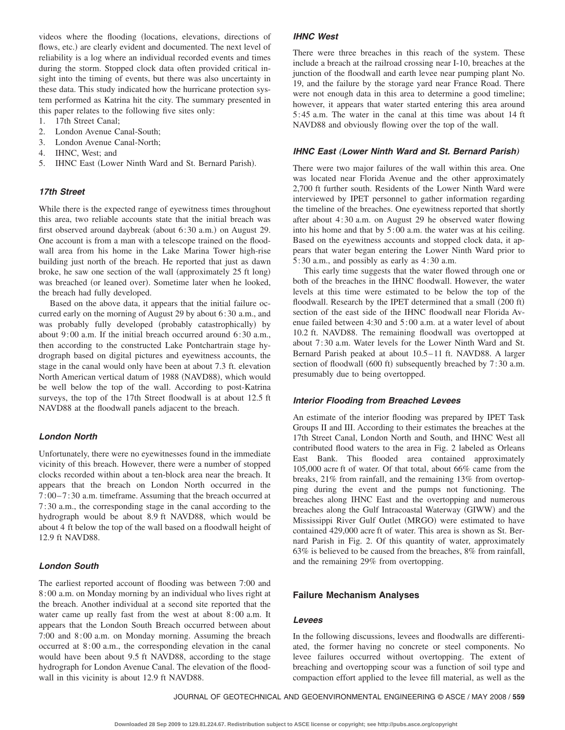videos where the flooding (locations, elevations, directions of flows, etc.) are clearly evident and documented. The next level of reliability is a log where an individual recorded events and times during the storm. Stopped clock data often provided critical insight into the timing of events, but there was also uncertainty in these data. This study indicated how the hurricane protection system performed as Katrina hit the city. The summary presented in this paper relates to the following five sites only:

1. 17th Street Canal;
2. London Avenue Canal-South;
3. London Avenue Canal-North;
4. IHNC, West; and
5. IHNC East (Lower Ninth Ward and St. Bernard Parish).

### *17th Street*

While there is the expected range of eyewitness times throughout this area, two reliable accounts state that the initial breach was first observed around daybreak (about 6:30 a.m.) on August 29. One account is from a man with a telescope trained on the floodwall area from his home in the Lake Marina Tower high-rise building just north of the breach. He reported that just as dawn broke, he saw one section of the wall (approximately 25 ft long) was breached (or leaned over). Sometime later when he looked, the breach had fully developed.

Based on the above data, it appears that the initial failure occurred early on the morning of August 29 by about 6:30 a.m., and was probably fully developed (probably catastrophically) by about 9:00 a.m. If the initial breach occurred around 6:30 a.m., then according to the constructed Lake Pontchartrain stage hydrograph based on digital pictures and eyewitness accounts, the stage in the canal would only have been at about 7.3 ft. elevation North American vertical datum of 1988 (NAVD88), which would be well below the top of the wall. According to post-Katrina surveys, the top of the 17th Street floodwall is at about 12.5 ft NAVD88 at the floodwall panels adjacent to the breach.

### *London North*

Unfortunately, there were no eyewitnesses found in the immediate vicinity of this breach. However, there were a number of stopped clocks recorded within about a ten-block area near the breach. It appears that the breach on London North occurred in the 7:00–7:30 a.m. timeframe. Assuming that the breach occurred at 7:30 a.m., the corresponding stage in the canal according to the hydrograph would be about 8.9 ft NAVD88, which would be about 4 ft below the top of the wall based on a floodwall height of 12.9 ft NAVD88.

### *London South*

The earliest reported account of flooding was between 7:00 and 8:00 a.m. on Monday morning by an individual who lives right at the breach. Another individual at a second site reported that the water came up really fast from the west at about 8:00 a.m. It appears that the London South Breach occurred between about 7:00 and 8:00 a.m. on Monday morning. Assuming the breach occurred at 8:00 a.m., the corresponding elevation in the canal would have been about 9.5 ft NAVD88, according to the stage hydrograph for London Avenue Canal. The elevation of the floodwall in this vicinity is about 12.9 ft NAVD88.

### *IHNC West*

There were three breaches in this reach of the system. These include a breach at the railroad crossing near I-10, breaches at the junction of the floodwall and earth levee near pumping plant No. 19, and the failure by the storage yard near France Road. There were not enough data in this area to determine a good timeline; however, it appears that water started entering this area around 5:45 a.m. The water in the canal at this time was about 14 ft NAVD88 and obviously flowing over the top of the wall.

### *IHNC East (Lower Ninth Ward and St. Bernard Parish)*

There were two major failures of the wall within this area. One was located near Florida Avenue and the other approximately 2,700 ft further south. Residents of the Lower Ninth Ward were interviewed by IPET personnel to gather information regarding the timeline of the breaches. One eyewitness reported that shortly after about 4:30 a.m. on August 29 he observed water flowing into his home and that by 5:00 a.m. the water was at his ceiling. Based on the eyewitness accounts and stopped clock data, it appears that water began entering the Lower Ninth Ward prior to 5:30 a.m., and possibly as early as 4:30 a.m.

This early time suggests that the water flowed through one or both of the breaches in the IHNC floodwall. However, the water levels at this time were estimated to be below the top of the floodwall. Research by the IPET determined that a small (200 ft) section of the east side of the IHNC floodwall near Florida Avenue failed between 4:30 and 5:00 a.m. at a water level of about 10.2 ft. NAVD88. The remaining floodwall was overtopped at about 7:30 a.m. Water levels for the Lower Ninth Ward and St. Bernard Parish peaked at about 10.5–11 ft. NAVD88. A larger section of floodwall (600 ft) subsequently breached by 7:30 a.m. presumably due to being overtopped.

### *Interior Flooding from Breached Levees*

An estimate of the interior flooding was prepared by IPET Task Groups II and III. According to their estimates the breaches at the 17th Street Canal, London North and South, and IHNC West all contributed flood waters to the area in Fig. 2 labeled as Orleans East Bank. This flooded area contained approximately 105,000 acre ft of water. Of that total, about 66% came from the breaks, 21% from rainfall, and the remaining 13% from overtopping during the event and the pumps not functioning. The breaches along IHNC East and the overtopping and numerous breaches along the Gulf Intracoastal Waterway (GIWW) and the Mississippi River Gulf Outlet (MRGO) were estimated to have contained 429,000 acre ft of water. This area is shown as St. Bernard Parish in Fig. 2. Of this quantity of water, approximately 63% is believed to be caused from the breaches, 8% from rainfall, and the remaining 29% from overtopping.

## Failure Mechanism Analyses

### *Levees*

In the following discussions, levees and floodwalls are differentiated, the former having no concrete or steel components. No levee failures occurred without overtopping. The extent of breaching and overtopping scour was a function of soil type and compaction effort applied to the levee fill material, as well as the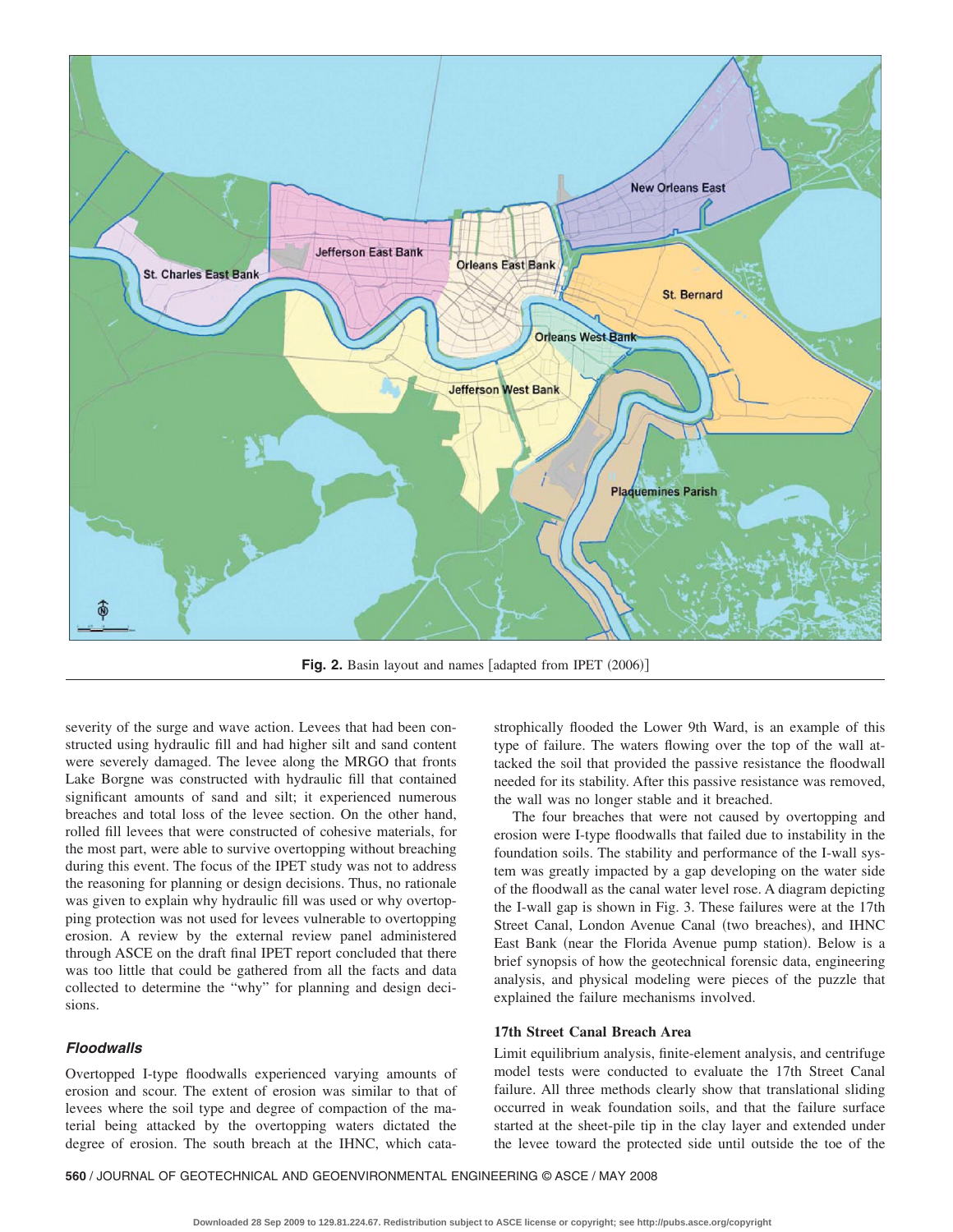Fig. 2. Basin layout and names [adapted from IPET (2006)]

severity of the surge and wave action. Levees that had been constructed using hydraulic fill and had higher silt and sand content were severely damaged. The levee along the MRGO that fronts Lake Borgne was constructed with hydraulic fill that contained significant amounts of sand and silt; it experienced numerous breaches and total loss of the levee section. On the other hand, rolled fill levees that were constructed of cohesive materials, for the most part, were able to survive overtopping without breaching during this event. The focus of the IPET study was not to address the reasoning for planning or design decisions. Thus, no rationale was given to explain why hydraulic fill was used or why overtopping protection was not used for levees vulnerable to overtopping erosion. A review by the external review panel administered through ASCE on the draft final IPET report concluded that there was too little that could be gathered from all the facts and data collected to determine the "why" for planning and design decisions.

### Floodwalls

Overtopped I-type floodwalls experienced varying amounts of erosion and scour. The extent of erosion was similar to that of levees where the soil type and degree of compaction of the material being attacked by the overtopping waters dictated the degree of erosion. The south breach at the IHNC, which catastrophically flooded the Lower 9th Ward, is an example of this type of failure. The waters flowing over the top of the wall attacked the soil that provided the passive resistance the floodwall needed for its stability. After this passive resistance was removed, the wall was no longer stable and it breached.

The four breaches that were not caused by overtopping and erosion were I-type floodwalls that failed due to instability in the foundation soils. The stability and performance of the I-wall system was greatly impacted by a gap developing on the water side of the floodwall as the canal water level rose. A diagram depicting the I-wall gap is shown in Fig. 3. These failures were at the 17th Street Canal, London Avenue Canal (two breaches), and IHNC East Bank (near the Florida Avenue pump station). Below is a brief synopsis of how the geotechnical forensic data, engineering analysis, and physical modeling were pieces of the puzzle that explained the failure mechanisms involved.

### 17th Street Canal Breach Area

Limit equilibrium analysis, finite-element analysis, and centrifuge model tests were conducted to evaluate the 17th Street Canal failure. All three methods clearly show that translational sliding occurred in weak foundation soils, and that the failure surface started at the sheet-pile tip in the clay layer and extended under the levee toward the protected side until outside the toe of the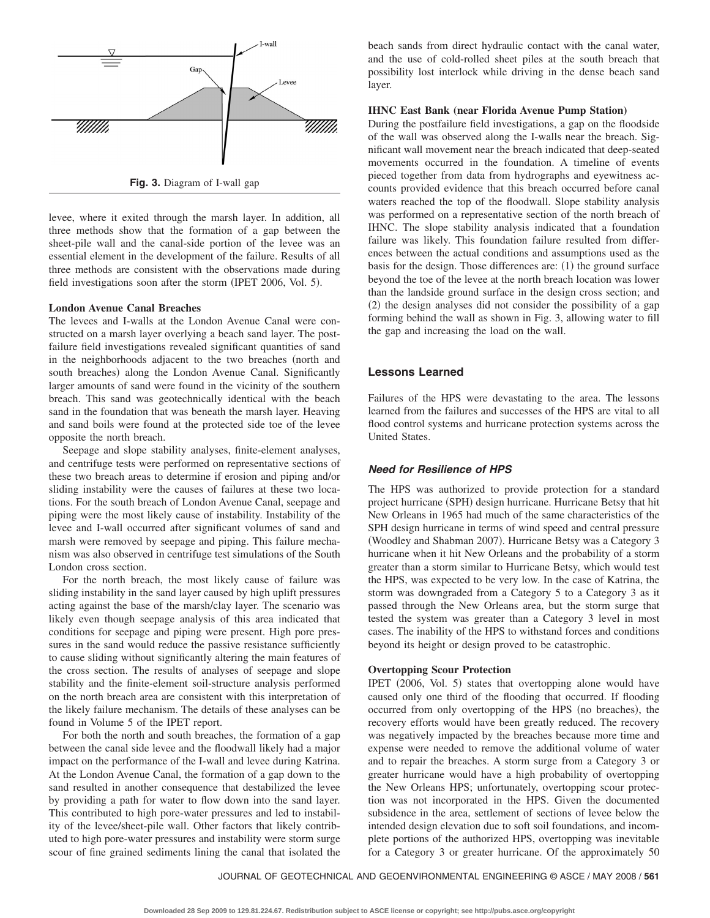I-wall

Gap

Levee

**Fig. 3.** Diagram of I-wall gap

levee, where it exited through the marsh layer. In addition, all three methods show that the formation of a gap between the sheet-pile wall and the canal-side portion of the levee was an essential element in the development of the failure. Results of all three methods are consistent with the observations made during field investigations soon after the storm (IPET 2006, Vol. 5).

### London Avenue Canal Breaches

The levees and I-walls at the London Avenue Canal were constructed on a marsh layer overlying a beach sand layer. The postfailure field investigations revealed significant quantities of sand in the neighborhoods adjacent to the two breaches (north and south breaches) along the London Avenue Canal. Significantly larger amounts of sand were found in the vicinity of the southern breach. This sand was geotechnically identical with the beach sand in the foundation that was beneath the marsh layer. Heaving and sand boils were found at the protected side toe of the levee opposite the north breach.

Seepage and slope stability analyses, finite-element analyses, and centrifuge tests were performed on representative sections of these two breach areas to determine if erosion and piping and/or sliding instability were the causes of failures at these two locations. For the south breach of London Avenue Canal, seepage and piping were the most likely cause of instability. Instability of the levee and I-wall occurred after significant volumes of sand and marsh were removed by seepage and piping. This failure mechanism was also observed in centrifuge test simulations of the South London cross section.

For the north breach, the most likely cause of failure was sliding instability in the sand layer caused by high uplift pressures acting against the base of the marsh/clay layer. The scenario was likely even though seepage analysis of this area indicated that conditions for seepage and piping were present. High pore pressures in the sand would reduce the passive resistance sufficiently to cause sliding without significantly altering the main features of the cross section. The results of analyses of seepage and slope stability and the finite-element soil-structure analysis performed on the north breach area are consistent with this interpretation of the likely failure mechanism. The details of these analyses can be found in Volume 5 of the IPET report.

For both the north and south breaches, the formation of a gap between the canal side levee and the floodwall likely had a major impact on the performance of the I-wall and levee during Katrina. At the London Avenue Canal, the formation of a gap down to the sand resulted in another consequence that destabilized the levee by providing a path for water to flow down into the sand layer. This contributed to high pore-water pressures and led to instability of the levee/sheet-pile wall. Other factors that likely contributed to high pore-water pressures and instability were storm surge scour of fine grained sediments lining the canal that isolated the beach sands from direct hydraulic contact with the canal water, and the use of cold-rolled sheet piles at the south breach that possibility lost interlock while driving in the dense beach sand layer.

### IHNC East Bank (near Florida Avenue Pump Station)

During the postfailure field investigations, a gap on the floodside of the wall was observed along the I-walls near the breach. Significant wall movement near the breach indicated that deep-seated movements occurred in the foundation. A timeline of events pieced together from data from hydrographs and eyewitness accounts provided evidence that this breach occurred before canal waters reached the top of the floodwall. Slope stability analysis was performed on a representative section of the north breach of IHNC. The slope stability analysis indicated that a foundation failure was likely. This foundation failure resulted from differences between the actual conditions and assumptions used as the basis for the design. Those differences are: (1) the ground surface beyond the toe of the levee at the north breach location was lower than the landside ground surface in the design cross section; and (2) the design analyses did not consider the possibility of a gap forming behind the wall as shown in Fig. 3, allowing water to fill the gap and increasing the load on the wall.

## Lessons Learned

Failures of the HPS were devastating to the area. The lessons learned from the failures and successes of the HPS are vital to all flood control systems and hurricane protection systems across the United States.

### *Need for Resilience of HPS*

The HPS was authorized to provide protection for a standard project hurricane (SPH) design hurricane. Hurricane Betsy that hit New Orleans in 1965 had much of the same characteristics of the SPH design hurricane in terms of wind speed and central pressure (Woodley and Shabman 2007). Hurricane Betsy was a Category 3 hurricane when it hit New Orleans and the probability of a storm greater than a storm similar to Hurricane Betsy, which would test the HPS, was expected to be very low. In the case of Katrina, the storm was downgraded from a Category 5 to a Category 3 as it passed through the New Orleans area, but the storm surge that tested the system was greater than a Category 3 level in most cases. The inability of the HPS to withstand forces and conditions beyond its height or design proved to be catastrophic.

#### Overtopping Scour Protection

IPET (2006, Vol. 5) states that overtopping alone would have caused only one third of the flooding that occurred. If flooding occurred from only overtopping of the HPS (no breaches), the recovery efforts would have been greatly reduced. The recovery was negatively impacted by the breaches because more time and expense were needed to remove the additional volume of water and to repair the breaches. A storm surge from a Category 3 or greater hurricane would have a high probability of overtopping the New Orleans HPS; unfortunately, overtopping scour protection was not incorporated in the HPS. Given the documented subsidence in the area, settlement of sections of levee below the intended design elevation due to soft soil foundations, and incomplete portions of the authorized HPS, overtopping was inevitable for a Category 3 or greater hurricane. Of the approximately 50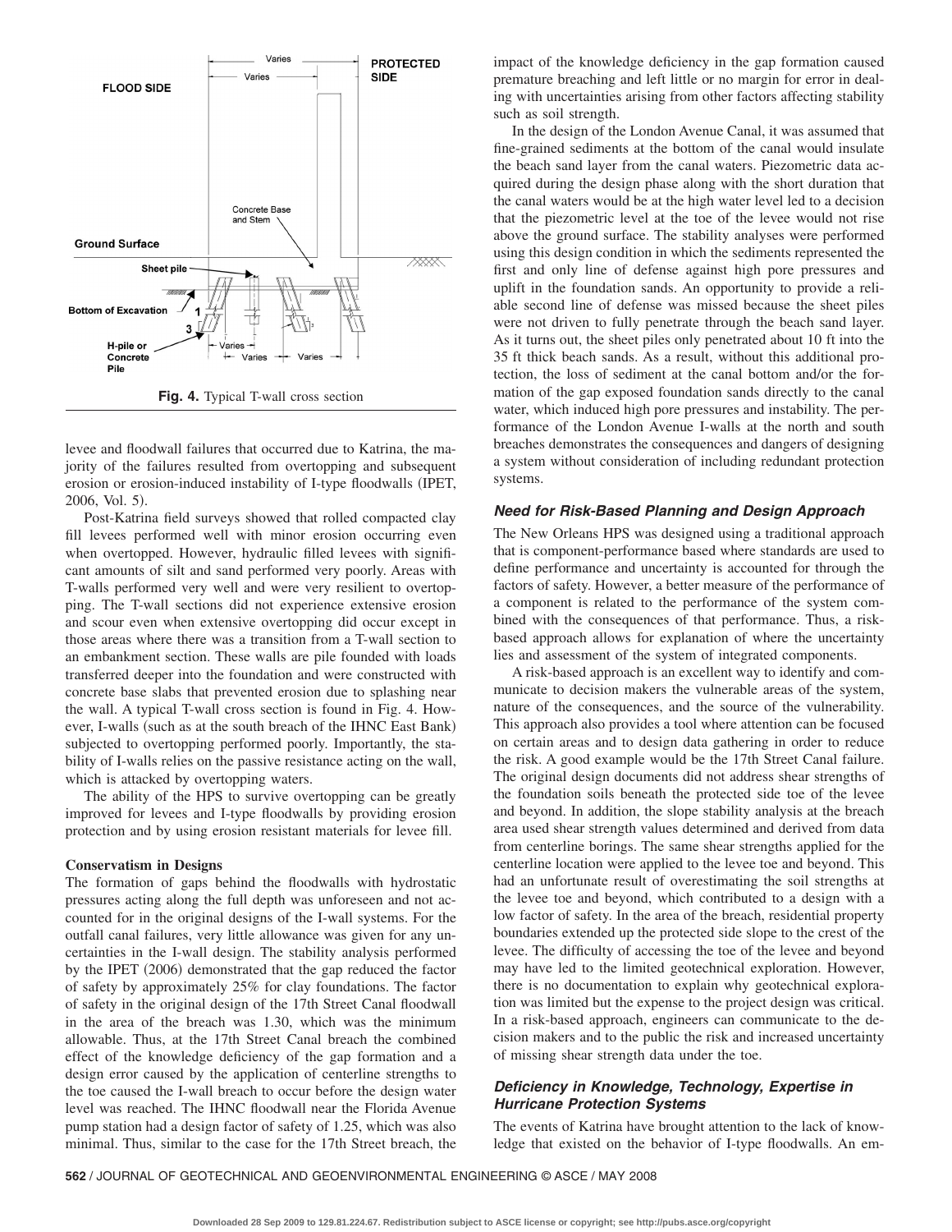Varies

Varies

FLOOD SIDE

PROTECTED SIDE

Concrete Base and Stem

Ground Surface

Sheet pile

Bottom of Excavation

1

3

H-pile or Concrete Pile

Varies

Varies

Varies

**Fig. 4.** Typical T-wall cross section

levee and floodwall failures that occurred due to Katrina, the majority of the failures resulted from overtopping and subsequent erosion or erosion-induced instability of I-type floodwalls (IPET, 2006, Vol. 5).

Post-Katrina field surveys showed that rolled compacted clay fill levees performed well with minor erosion occurring even when overtopped. However, hydraulic filled levees with significant amounts of silt and sand performed very poorly. Areas with T-walls performed very well and were very resilient to overtopping. The T-wall sections did not experience extensive erosion and scour even when extensive overtopping did occur except in those areas where there was a transition from a T-wall section to an embankment section. These walls are pile founded with loads transferred deeper into the foundation and were constructed with concrete base slabs that prevented erosion due to splashing near the wall. A typical T-wall cross section is found in Fig. 4. However, I-walls (such as at the south breach of the IHNC East Bank) subjected to overtopping performed poorly. Importantly, the stability of I-walls relies on the passive resistance acting on the wall, which is attacked by overtopping waters.

The ability of the HPS to survive overtopping can be greatly improved for levees and I-type floodwalls by providing erosion protection and by using erosion resistant materials for levee fill.

**Conservatism in Designs**

The formation of gaps behind the floodwalls with hydrostatic pressures acting along the full depth was unforeseen and not accounted for in the original designs of the I-wall systems. For the outfall canal failures, very little allowance was given for any uncertainties in the I-wall design. The stability analysis performed by the IPET (2006) demonstrated that the gap reduced the factor of safety by approximately 25% for clay foundations. The factor of safety in the original design of the 17th Street Canal floodwall in the area of the breach was 1.30, which was the minimum allowable. Thus, at the 17th Street Canal breach the combined effect of the knowledge deficiency of the gap formation and a design error caused by the application of centerline strengths to the toe caused the I-wall breach to occur before the design water level was reached. The IHNC floodwall near the Florida Avenue pump station had a design factor of safety of 1.25, which was also minimal. Thus, similar to the case for the 17th Street breach, the impact of the knowledge deficiency in the gap formation caused premature breaching and left little or no margin for error in dealing with uncertainties arising from other factors affecting stability such as soil strength.

In the design of the London Avenue Canal, it was assumed that fine-grained sediments at the bottom of the canal would insulate the beach sand layer from the canal waters. Piezometric data acquired during the design phase along with the short duration that the canal waters would be at the high water level led to a decision that the piezometric level at the toe of the levee would not rise above the ground surface. The stability analyses were performed using this design condition in which the sediments represented the first and only line of defense against high pore pressures and uplift in the foundation sands. An opportunity to provide a reliable second line of defense was missed because the sheet piles were not driven to fully penetrate through the beach sand layer. As it turns out, the sheet piles only penetrated about 10 ft into the 35 ft thick beach sands. As a result, without this additional protection, the loss of sediment at the canal bottom and/or the formation of the gap exposed foundation sands directly to the canal water, which induced high pore pressures and instability. The performance of the London Avenue I-walls at the north and south breaches demonstrates the consequences and dangers of designing a system without consideration of including redundant protection systems.

### *Need for Risk-Based Planning and Design Approach*

The New Orleans HPS was designed using a traditional approach that is component-performance based where standards are used to define performance and uncertainty is accounted for through the factors of safety. However, a better measure of the performance of a component is related to the performance of the system combined with the consequences of that performance. Thus, a risk-based approach allows for explanation of where the uncertainty lies and assessment of the system of integrated components.

A risk-based approach is an excellent way to identify and communicate to decision makers the vulnerable areas of the system, nature of the consequences, and the source of the vulnerability. This approach also provides a tool where attention can be focused on certain areas and to design data gathering in order to reduce the risk. A good example would be the 17th Street Canal failure. The original design documents did not address shear strengths of the foundation soils beneath the protected side toe of the levee and beyond. In addition, the slope stability analysis at the breach area used shear strength values determined and derived from data from centerline borings. The same shear strengths applied for the centerline location were applied to the levee toe and beyond. This had an unfortunate result of overestimating the soil strengths at the levee toe and beyond, which contributed to a design with a low factor of safety. In the area of the breach, residential property boundaries extended up the protected side slope to the crest of the levee. The difficulty of accessing the toe of the levee and beyond may have led to the limited geotechnical exploration. However, there is no documentation to explain why geotechnical exploration was limited but the expense to the project design was critical. In a risk-based approach, engineers can communicate to the decision makers and to the public the risk and increased uncertainty of missing shear strength data under the toe.

### *Deficiency in Knowledge, Technology, Expertise in Hurricane Protection Systems*

The events of Katrina have brought attention to the lack of knowledge that existed on the behavior of I-type floodwalls. An em-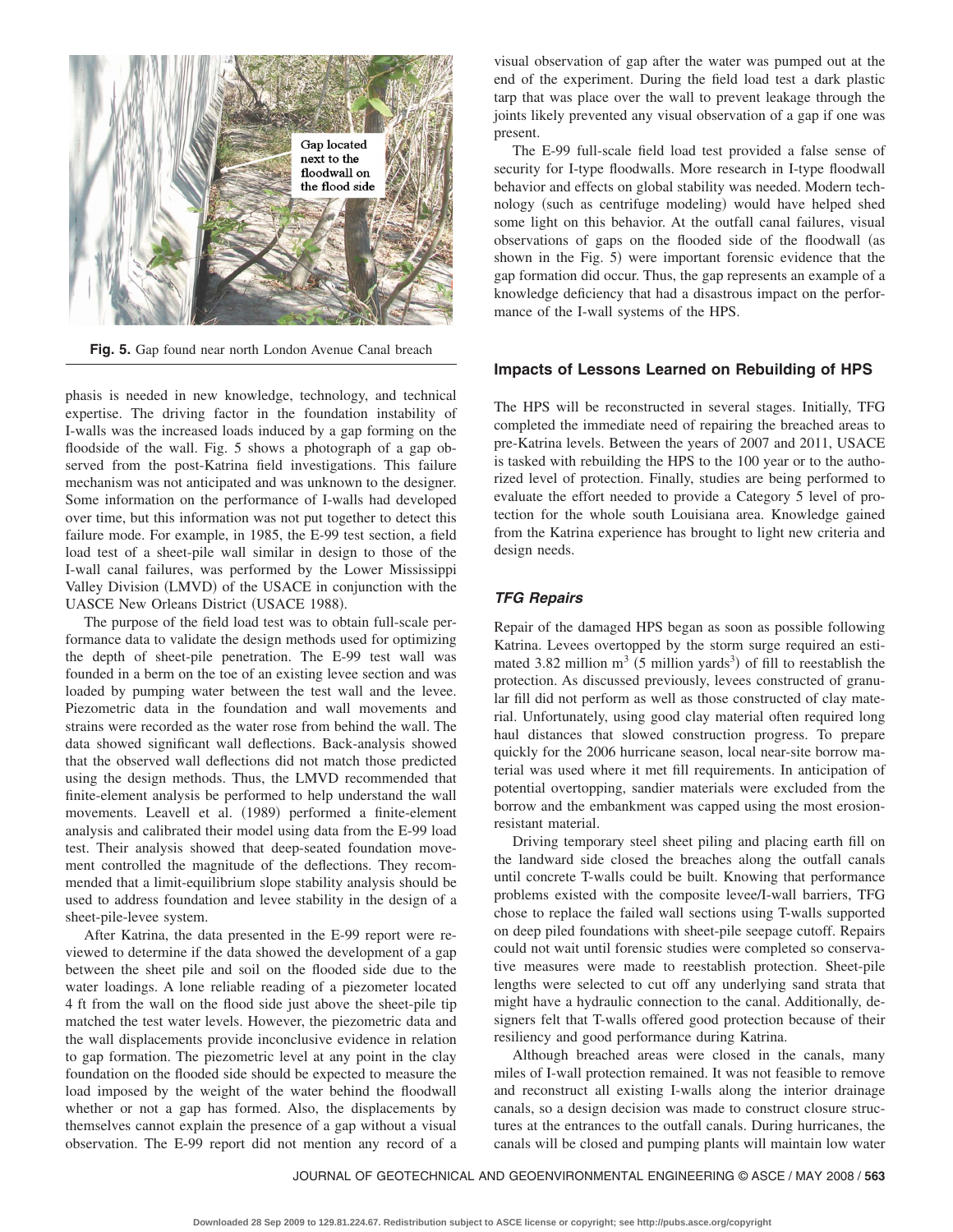Fig. 5. Gap found near north London Avenue Canal breach

phasis is needed in new knowledge, technology, and technical expertise. The driving factor in the foundation instability of I-walls was the increased loads induced by a gap forming on the floodside of the wall. Fig. 5 shows a photograph of a gap observed from the post-Katrina field investigations. This failure mechanism was not anticipated and was unknown to the designer. Some information on the performance of I-walls had developed over time, but this information was not put together to detect this failure mode. For example, in 1985, the E-99 test section, a field load test of a sheet-pile wall similar in design to those of the I-wall canal failures, was performed by the Lower Mississippi Valley Division (LMVD) of the USACE in conjunction with the UASCE New Orleans District (USACE 1988).

The purpose of the field load test was to obtain full-scale performance data to validate the design methods used for optimizing the depth of sheet-pile penetration. The E-99 test wall was founded in a berm on the toe of an existing levee section and was loaded by pumping water between the test wall and the levee. Piezometric data in the foundation and wall movements and strains were recorded as the water rose from behind the wall. The data showed significant wall deflections. Back-analysis showed that the observed wall deflections did not match those predicted using the design methods. Thus, the LMVD recommended that finite-element analysis be performed to help understand the wall movements. Leavell et al. (1989) performed a finite-element analysis and calibrated their model using data from the E-99 load test. Their analysis showed that deep-seated foundation movement controlled the magnitude of the deflections. They recommended that a limit-equilibrium slope stability analysis should be used to address foundation and levee stability in the design of a sheet-pile-levee system.

After Katrina, the data presented in the E-99 report were reviewed to determine if the data showed the development of a gap between the sheet pile and soil on the flooded side due to the water loadings. A lone reliable reading of a piezometer located 4 ft from the wall on the flood side just above the sheet-pile tip matched the test water levels. However, the piezometric data and the wall displacements provide inconclusive evidence in relation to gap formation. The piezometric level at any point in the clay foundation on the flooded side should be expected to measure the load imposed by the weight of the water behind the floodwall whether or not a gap has formed. Also, the displacements by themselves cannot explain the presence of a gap without a visual observation. The E-99 report did not mention any record of a visual observation of gap after the water was pumped out at the end of the experiment. During the field load test a dark plastic tarp that was place over the wall to prevent leakage through the joints likely prevented any visual observation of a gap if one was present.

The E-99 full-scale field load test provided a false sense of security for I-type floodwalls. More research in I-type floodwall behavior and effects on global stability was needed. Modern technology (such as centrifuge modeling) would have helped shed some light on this behavior. At the outfall canal failures, visual observations of gaps on the flooded side of the floodwall (as shown in the Fig. 5) were important forensic evidence that the gap formation did occur. Thus, the gap represents an example of a knowledge deficiency that had a disastrous impact on the performance of the I-wall systems of the HPS.

## Impacts of Lessons Learned on Rebuilding of HPS

The HPS will be reconstructed in several stages. Initially, TFG completed the immediate need of repairing the breached areas to pre-Katrina levels. Between the years of 2007 and 2011, USACE is tasked with rebuilding the HPS to the 100 year or to the authorized level of protection. Finally, studies are being performed to evaluate the effort needed to provide a Category 5 level of protection for the whole south Louisiana area. Knowledge gained from the Katrina experience has brought to light new criteria and design needs.

### *TFG Repairs*

Repair of the damaged HPS began as soon as possible following Katrina. Levees overtopped by the storm surge required an estimated 3.82 million $m^3$ (5 million yards$^3$) of fill to reestablish the protection. As discussed previously, levees constructed of granular fill did not perform as well as those constructed of clay material. Unfortunately, using good clay material often required long haul distances that slowed construction progress. To prepare quickly for the 2006 hurricane season, local near-site borrow material was used where it met fill requirements. In anticipation of potential overtopping, sandier materials were excluded from the borrow and the embankment was capped using the most erosion-resistant material.

Driving temporary steel sheet piling and placing earth fill on the landward side closed the breaches along the outfall canals until concrete T-walls could be built. Knowing that performance problems existed with the composite levee/I-wall barriers, TFG chose to replace the failed wall sections using T-walls supported on deep piled foundations with sheet-pile seepage cutoff. Repairs could not wait until forensic studies were completed so conservative measures were made to reestablish protection. Sheet-pile lengths were selected to cut off any underlying sand strata that might have a hydraulic connection to the canal. Additionally, designers felt that T-walls offered good protection because of their resiliency and good performance during Katrina.

Although breached areas were closed in the canals, many miles of I-wall protection remained. It was not feasible to remove and reconstruct all existing I-walls along the interior drainage canals, so a design decision was made to construct closure structures at the entrances to the outfall canals. During hurricanes, the canals will be closed and pumping plants will maintain low water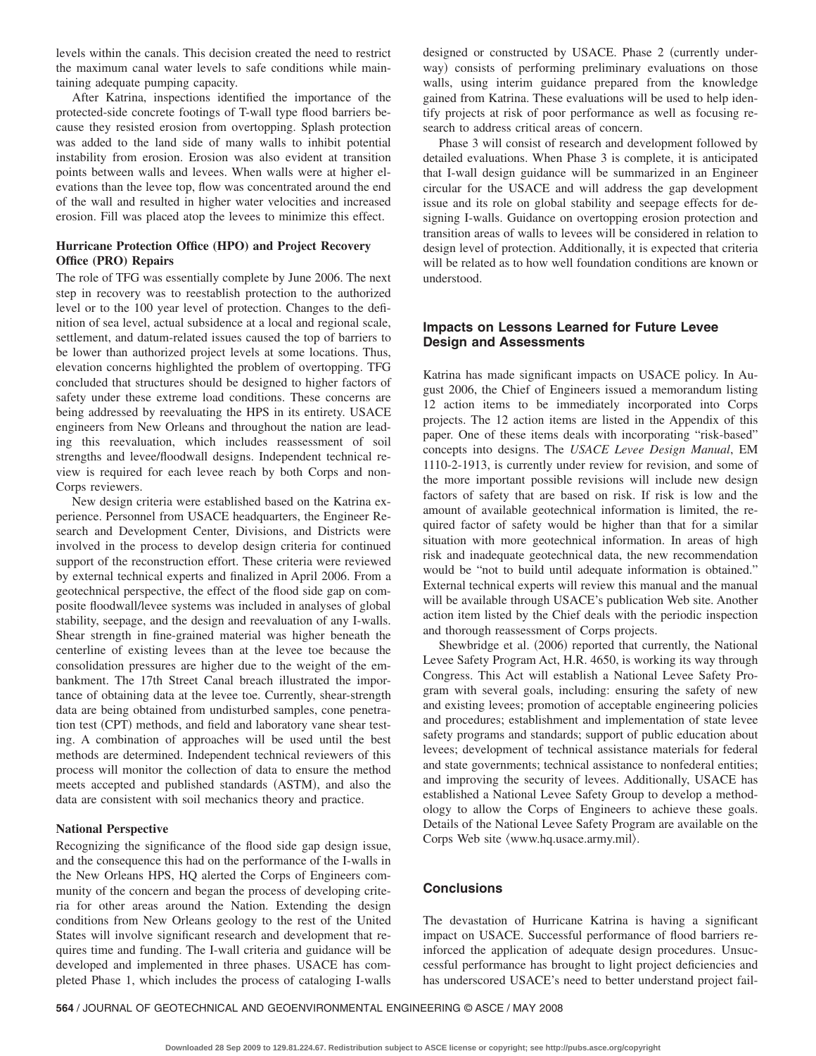levels within the canals. This decision created the need to restrict the maximum canal water levels to safe conditions while maintaining adequate pumping capacity.

After Katrina, inspections identified the importance of the protected-side concrete footings of T-wall type flood barriers because they resisted erosion from overtopping. Splash protection was added to the land side of many walls to inhibit potential instability from erosion. Erosion was also evident at transition points between walls and levees. When walls were at higher elevations than the levee top, flow was concentrated around the end of the wall and resulted in higher water velocities and increased erosion. Fill was placed atop the levees to minimize this effect.

### Hurricane Protection Office (HPO) and Project Recovery Office (PRO) Repairs

The role of TFG was essentially complete by June 2006. The next step in recovery was to reestablish protection to the authorized level or to the 100 year level of protection. Changes to the definition of sea level, actual subsidence at a local and regional scale, settlement, and datum-related issues caused the top of barriers to be lower than authorized project levels at some locations. Thus, elevation concerns highlighted the problem of overtopping. TFG concluded that structures should be designed to higher factors of safety under these extreme load conditions. These concerns are being addressed by reevaluating the HPS in its entirety. USACE engineers from New Orleans and throughout the nation are leading this reevaluation, which includes reassessment of soil strengths and levee/floodwall designs. Independent technical review is required for each levee reach by both Corps and non-Corps reviewers.

New design criteria were established based on the Katrina experience. Personnel from USACE headquarters, the Engineer Research and Development Center, Divisions, and Districts were involved in the process to develop design criteria for continued support of the reconstruction effort. These criteria were reviewed by external technical experts and finalized in April 2006. From a geotechnical perspective, the effect of the flood side gap on composite floodwall/levee systems was included in analyses of global stability, seepage, and the design and reevaluation of any I-walls. Shear strength in fine-grained material was higher beneath the centerline of existing levees than at the levee toe because the consolidation pressures are higher due to the weight of the embankment. The 17th Street Canal breach illustrated the importance of obtaining data at the levee toe. Currently, shear-strength data are being obtained from undisturbed samples, cone penetration test (CPT) methods, and field and laboratory vane shear testing. A combination of approaches will be used until the best methods are determined. Independent technical reviewers of this process will monitor the collection of data to ensure the method meets accepted and published standards (ASTM), and also the data are consistent with soil mechanics theory and practice.

### National Perspective

Recognizing the significance of the flood side gap design issue, and the consequence this had on the performance of the I-walls in the New Orleans HPS, HQ alerted the Corps of Engineers community of the concern and began the process of developing criteria for other areas around the Nation. Extending the design conditions from New Orleans geology to the rest of the United States will involve significant research and development that requires time and funding. The I-wall criteria and guidance will be developed and implemented in three phases. USACE has completed Phase 1, which includes the process of cataloging I-walls designed or constructed by USACE. Phase 2 (currently underway) consists of performing preliminary evaluations on those walls, using interim guidance prepared from the knowledge gained from Katrina. These evaluations will be used to help identify projects at risk of poor performance as well as focusing research to address critical areas of concern.

Phase 3 will consist of research and development followed by detailed evaluations. When Phase 3 is complete, it is anticipated that I-wall design guidance will be summarized in an Engineer circular for the USACE and will address the gap development issue and its role on global stability and seepage effects for designing I-walls. Guidance on overtopping erosion protection and transition areas of walls to levees will be considered in relation to design level of protection. Additionally, it is expected that criteria will be related as to how well foundation conditions are known or understood.

## Impacts on Lessons Learned for Future Levee Design and Assessments

Katrina has made significant impacts on USACE policy. In August 2006, the Chief of Engineers issued a memorandum listing 12 action items to be immediately incorporated into Corps projects. The 12 action items are listed in the Appendix of this paper. One of these items deals with incorporating "risk-based" concepts into designs. The *USACE Levee Design Manual*, EM 1110-2-1913, is currently under review for revision, and some of the more important possible revisions will include new design factors of safety that are based on risk. If risk is low and the amount of available geotechnical information is limited, the required factor of safety would be higher than that for a similar situation with more geotechnical information. In areas of high risk and inadequate geotechnical data, the new recommendation would be "not to build until adequate information is obtained." External technical experts will review this manual and the manual will be available through USACE's publication Web site. Another action item listed by the Chief deals with the periodic inspection and thorough reassessment of Corps projects.

Shewbridge et al. (2006) reported that currently, the National Levee Safety Program Act, H.R. 4650, is working its way through Congress. This Act will establish a National Levee Safety Program with several goals, including: ensuring the safety of new and existing levees; promotion of acceptable engineering policies and procedures; establishment and implementation of state levee safety programs and standards; support of public education about levees; development of technical assistance materials for federal and state governments; technical assistance to nonfederal entities; and improving the security of levees. Additionally, USACE has established a National Levee Safety Group to develop a methodology to allow the Corps of Engineers to achieve these goals. Details of the National Levee Safety Program are available on the Corps Web site ⟨www.hq.usace.army.mil⟩.

## Conclusions

The devastation of Hurricane Katrina is having a significant impact on USACE. Successful performance of flood barriers reinforced the application of adequate design procedures. Unsuccessful performance has brought to light project deficiencies and has underscored USACE's need to better understand project fail-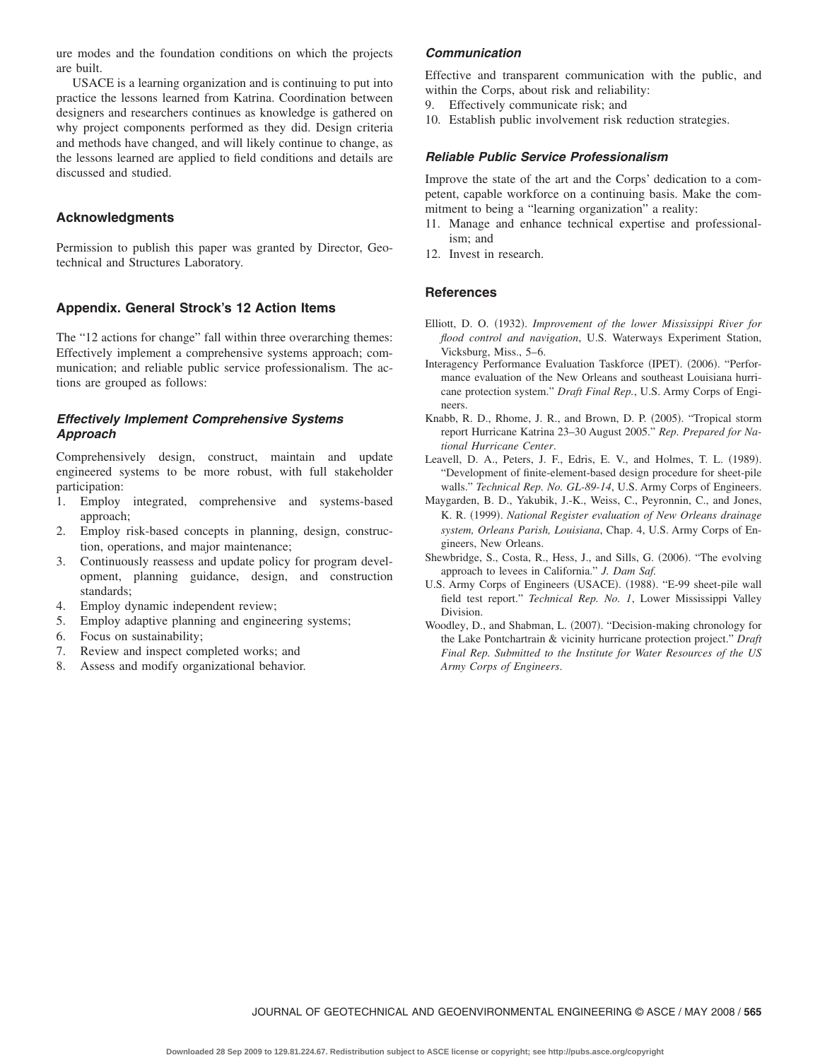ure modes and the foundation conditions on which the projects are built.

USACE is a learning organization and is continuing to put into practice the lessons learned from Katrina. Coordination between designers and researchers continues as knowledge is gathered on why project components performed as they did. Design criteria and methods have changed, and will likely continue to change, as the lessons learned are applied to field conditions and details are discussed and studied.

## Acknowledgments

Permission to publish this paper was granted by Director, Geotechnical and Structures Laboratory.

## Appendix. General Strock's 12 Action Items

The "12 actions for change" fall within three overarching themes: Effectively implement a comprehensive systems approach; communication; and reliable public service professionalism. The actions are grouped as follows:

### *Effectively Implement Comprehensive Systems Approach*

Comprehensively design, construct, maintain and update engineered systems to be more robust, with full stakeholder participation:

1. Employ integrated, comprehensive and systems-based approach;
2. Employ risk-based concepts in planning, design, construction, operations, and major maintenance;
3. Continuously reassess and update policy for program development, planning guidance, design, and construction standards;
4. Employ dynamic independent review;
5. Employ adaptive planning and engineering systems;
6. Focus on sustainability;
7. Review and inspect completed works; and
8. Assess and modify organizational behavior.

### *Communication*

Effective and transparent communication with the public, and within the Corps, about risk and reliability:

9. Effectively communicate risk; and
10. Establish public involvement risk reduction strategies.

### *Reliable Public Service Professionalism*

Improve the state of the art and the Corps' dedication to a competent, capable workforce on a continuing basis. Make the commitment to being a "learning organization" a reality:

11. Manage and enhance technical expertise and professionalism; and
12. Invest in research.

## References

Elliott, D. O. (1932). *Improvement of the lower Mississippi River for flood control and navigation*, U.S. Waterways Experiment Station, Vicksburg, Miss., 5–6.

Interagency Performance Evaluation Taskforce (IPET). (2006). "Performance evaluation of the New Orleans and southeast Louisiana hurricane protection system." *Draft Final Rep.*, U.S. Army Corps of Engineers.

Knabb, R. D., Rhome, J. R., and Brown, D. P. (2005). "Tropical storm report Hurricane Katrina 23–30 August 2005." *Rep. Prepared for National Hurricane Center*.

Leavell, D. A., Peters, J. F., Edris, E. V., and Holmes, T. L. (1989). "Development of finite-element-based design procedure for sheet-pile walls." *Technical Rep. No. GL-89-14*, U.S. Army Corps of Engineers.

Maygarden, B. D., Yakubik, J.-K., Weiss, C., Peyronnin, C., and Jones, K. R. (1999). *National Register evaluation of New Orleans drainage system, Orleans Parish, Louisiana*, Chap. 4, U.S. Army Corps of Engineers, New Orleans.

Shewbridge, S., Costa, R., Hess, J., and Sills, G. (2006). "The evolving approach to levees in California." *J. Dam Saf.*

U.S. Army Corps of Engineers (USACE). (1988). "E-99 sheet-pile wall field test report." *Technical Rep. No. 1*, Lower Mississippi Valley Division.

Woodley, D., and Shabman, L. (2007). "Decision-making chronology for the Lake Pontchartrain & vicinity hurricane protection project." *Draft Final Rep. Submitted to the Institute for Water Resources of the US Army Corps of Engineers*.